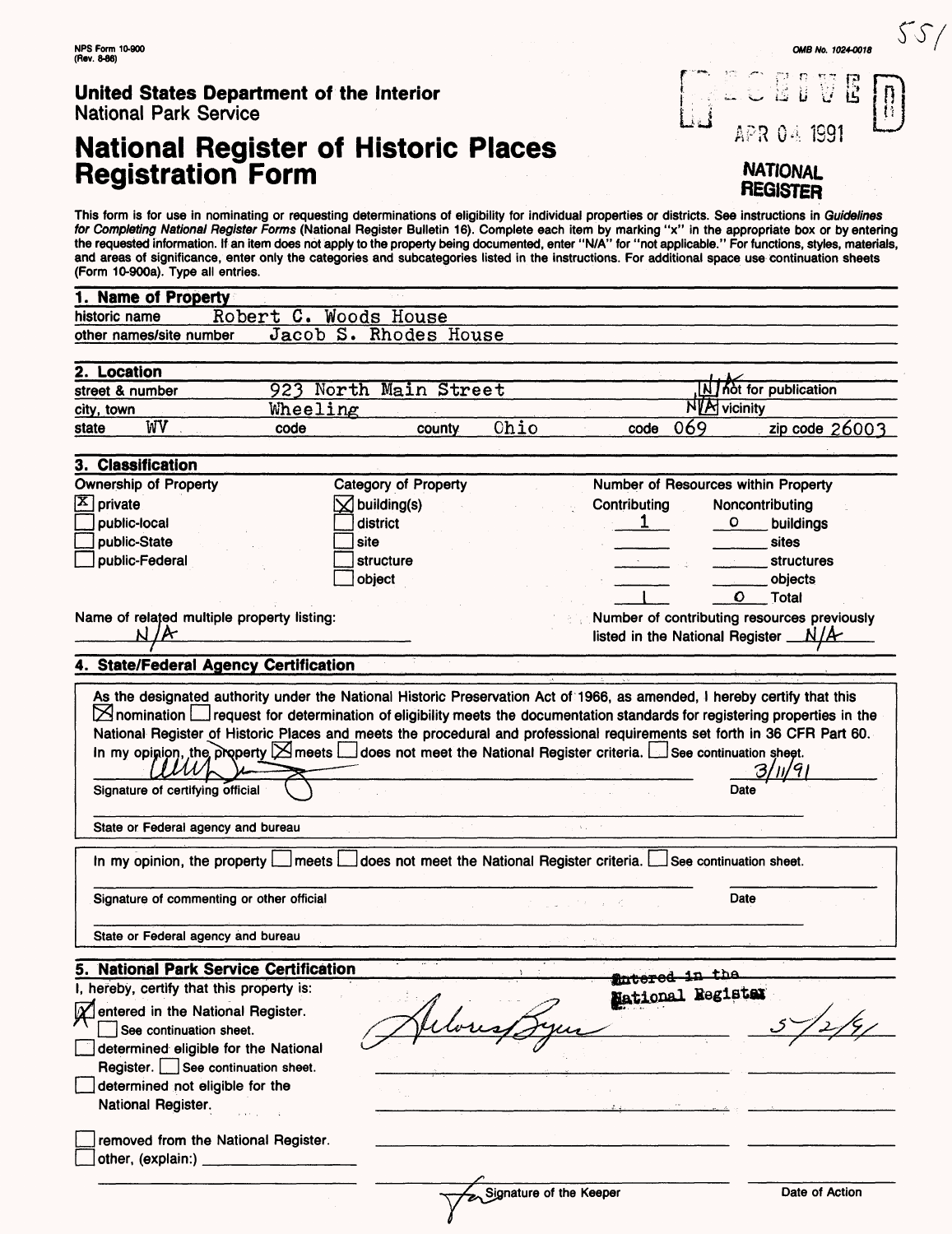NPS Form 10-900 (Rev. 8-86)

OMB No. 1024-0018

551

**United States Department of the Interior**
National Park Service

RECEIVED
APR 04 1991
NATIONAL REGISTER

# National Register of Historic Places Registration Form

This form is for use in nominating or requesting determinations of eligibility for individual properties or districts. See instructions in *Guidelines for Completing National Register Forms* (National Register Bulletin 16). Complete each item by marking "x" in the appropriate box or by entering the requested information. If an item does not apply to the property being documented, enter "N/A" for "not applicable." For functions, styles, materials, and areas of significance, enter only the categories and subcategories listed in the instructions. For additional space use continuation sheets (Form 10-900a). Type all entries.

## 1. Name of Property

historic name: Robert C. Woods House
other names/site number: Jacob S. Rhodes House

## 2. Location

street & number: 923 North Main Street — N/A not for publication
city, town: Wheeling — N/A vicinity
state: WV code — county: Ohio code: 069 zip code: 26003

## 3. Classification

Ownership of Property
- [X] private
- [ ] public-local
- [ ] public-State
- [ ] public-Federal

Category of Property
- [X] building(s)
- [ ] district
- [ ] site
- [ ] structure
- [ ] object

Number of Resources within Property

| Contributing | Noncontributing | |
|---|---|---|
| 1 | 0 | buildings |
| | | sites |
| | | structures |
| | | objects |
| 1 | 0 | Total |

Name of related multiple property listing: N/A

Number of contributing resources previously listed in the National Register: N/A

## 4. State/Federal Agency Certification

As the designated authority under the National Historic Preservation Act of 1966, as amended, I hereby certify that this [X] nomination [ ] request for determination of eligibility meets the documentation standards for registering properties in the National Register of Historic Places and meets the procedural and professional requirements set forth in 36 CFR Part 60. In my opinion, the property [X] meets [ ] does not meet the National Register criteria. [ ] See continuation sheet.

[signature] — Date: 3/11/91
Signature of certifying official

State or Federal agency and bureau

In my opinion, the property [ ] meets [ ] does not meet the National Register criteria. [ ] See continuation sheet.

Signature of commenting or other official — Date

State or Federal agency and bureau

## 5. National Park Service Certification

I, hereby, certify that this property is:

- [X] entered in the National Register. [ ] See continuation sheet.
- [ ] determined eligible for the National Register. [ ] See continuation sheet.
- [ ] determined not eligible for the National Register.
- [ ] removed from the National Register.
- [ ] other, (explain:)

Entered in the National Register — Delores Byers — 5/2/91

Signature of the Keeper — Date of Action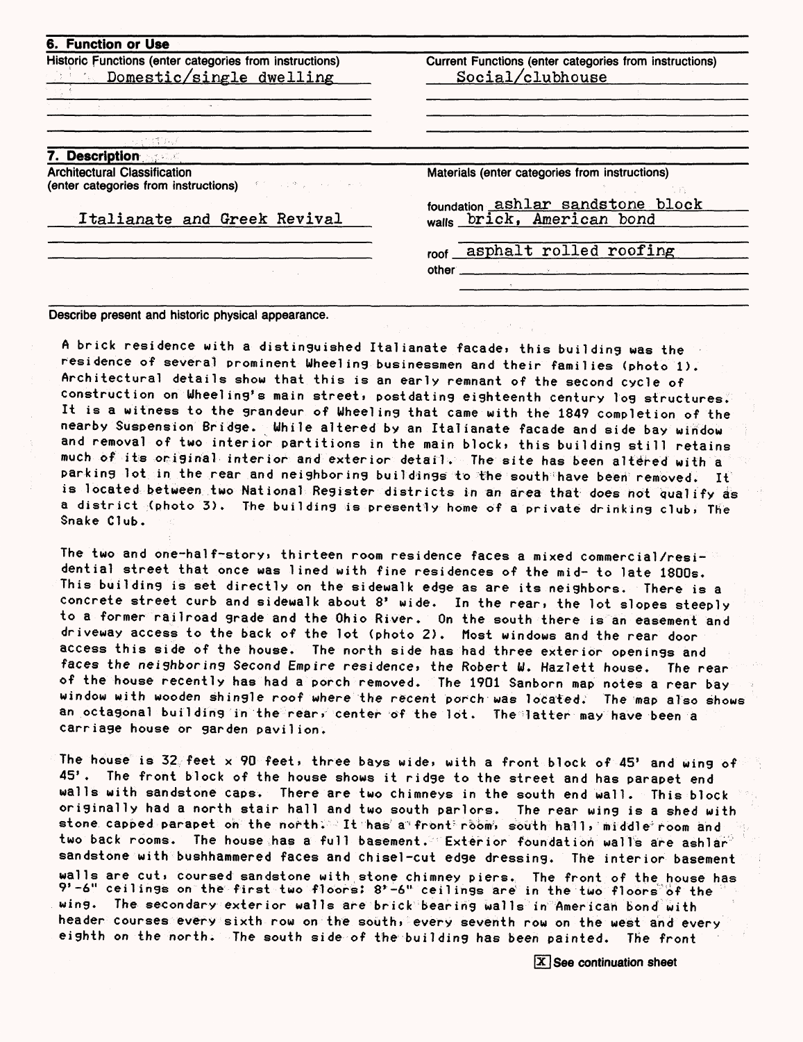## 6. Function or Use

| Historic Functions (enter categories from instructions) | Current Functions (enter categories from instructions) |
|---|---|
| Domestic/single dwelling | Social/clubhouse |

## 7. Description

| Architectural Classification (enter categories from instructions) | Materials (enter categories from instructions) |
|---|---|
| Italianate and Greek Revival | foundation ashlar sandstone block |
| | walls brick, American bond |
| | roof asphalt rolled roofing |
| | other |

Describe present and historic physical appearance.

A brick residence with a distinguished Italianate facade, this building was the residence of several prominent Wheeling businessmen and their families (photo 1). Architectural details show that this is an early remnant of the second cycle of construction on Wheeling's main street, postdating eighteenth century log structures. It is a witness to the grandeur of Wheeling that came with the 1849 completion of the nearby Suspension Bridge. While altered by an Italianate facade and side bay window and removal of two interior partitions in the main block, this building still retains much of its original interior and exterior detail. The site has been altered with a parking lot in the rear and neighboring buildings to the south have been removed. It is located between two National Register districts in an area that does not qualify as a district (photo 3). The building is presently home of a private drinking club, The Snake Club.

The two and one-half-story, thirteen room residence faces a mixed commercial/residential street that once was lined with fine residences of the mid- to late 1800s. This building is set directly on the sidewalk edge as are its neighbors. There is a concrete street curb and sidewalk about 8' wide. In the rear, the lot slopes steeply to a former railroad grade and the Ohio River. On the south there is an easement and driveway access to the back of the lot (photo 2). Most windows and the rear door access this side of the house. The north side has had three exterior openings and faces the neighboring Second Empire residence, the Robert W. Hazlett house. The rear of the house recently has had a porch removed. The 1901 Sanborn map notes a rear bay window with wooden shingle roof where the recent porch was located. The map also shows an octagonal building in the rear, center of the lot. The latter may have been a carriage house or garden pavilion.

The house is 32 feet x 90 feet, three bays wide, with a front block of 45' and wing of 45'. The front block of the house shows it ridge to the street and has parapet end walls with sandstone caps. There are two chimneys in the south end wall. This block originally had a north stair hall and two south parlors. The rear wing is a shed with stone capped parapet on the north. It has a front room, south hall, middle room and two back rooms. The house has a full basement. Exterior foundation walls are ashlar sandstone with bushhammered faces and chisel-cut edge dressing. The interior basement walls are cut, coursed sandstone with stone chimney piers. The front of the house has 9'-6" ceilings on the first two floors; 8'-6" ceilings are in the two floors of the wing. The secondary exterior walls are brick bearing walls in American bond with header courses every sixth row on the south, every seventh row on the west and every eighth on the north. The south side of the building has been painted. The front

[X] See continuation sheet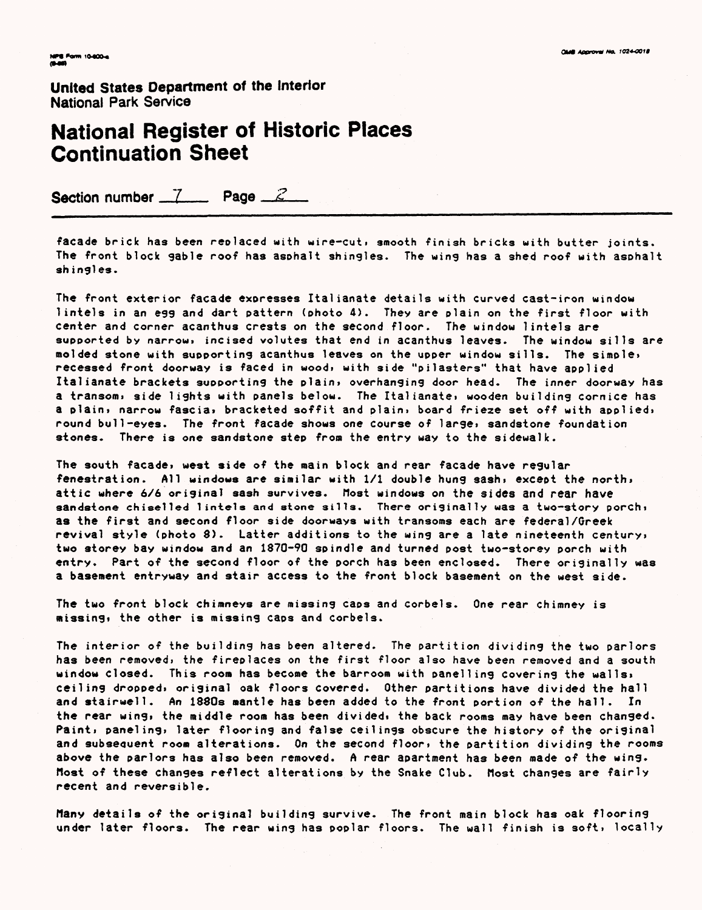United States Department of the Interior
National Park Service

# National Register of Historic Places Continuation Sheet

Section number 7 Page 2

facade brick has been replaced with wire-cut, smooth finish bricks with butter joints. The front block gable roof has asphalt shingles. The wing has a shed roof with asphalt shingles.

The front exterior facade expresses Italianate details with curved cast-iron window lintels in an egg and dart pattern (photo 4). They are plain on the first floor with center and corner acanthus crests on the second floor. The window lintels are supported by narrow, incised volutes that end in acanthus leaves. The window sills are molded stone with supporting acanthus leaves on the upper window sills. The simple, recessed front doorway is faced in wood, with side "pilasters" that have applied Italianate brackets supporting the plain, overhanging door head. The inner doorway has a transom, side lights with panels below. The Italianate, wooden building cornice has a plain, narrow fascia, bracketed soffit and plain, board frieze set off with applied, round bull-eyes. The front facade shows one course of large, sandstone foundation stones. There is one sandstone step from the entry way to the sidewalk.

The south facade, west side of the main block and rear facade have regular fenestration. All windows are similar with 1/1 double hung sash, except the north, attic where 6/6 original sash survives. Most windows on the sides and rear have sandstone chiselled lintels and stone sills. There originally was a two-story porch, as the first and second floor side doorways with transoms each are federal/Greek revival style (photo 8). Latter additions to the wing are a late nineteenth century, two storey bay window and an 1870-90 spindle and turned post two-storey porch with entry. Part of the second floor of the porch has been enclosed. There originally was a basement entryway and stair access to the front block basement on the west side.

The two front block chimneys are missing caps and corbels. One rear chimney is missing, the other is missing caps and corbels.

The interior of the building has been altered. The partition dividing the two parlors has been removed, the fireplaces on the first floor also have been removed and a south window closed. This room has become the barroom with panelling covering the walls, ceiling dropped, original oak floors covered. Other partitions have divided the hall and stairwell. An 1880s mantle has been added to the front portion of the hall. In the rear wing, the middle room has been divided, the back rooms may have been changed. Paint, paneling, later flooring and false ceilings obscure the history of the original and subsequent room alterations. On the second floor, the partition dividing the rooms above the parlors has also been removed. A rear apartment has been made of the wing. Most of these changes reflect alterations by the Snake Club. Most changes are fairly recent and reversible.

Many details of the original building survive. The front main block has oak flooring under later floors. The rear wing has poplar floors. The wall finish is soft, locally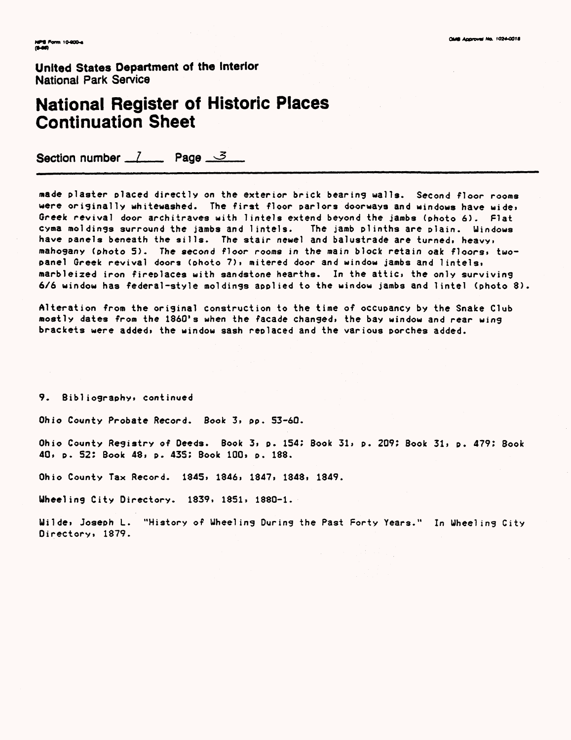United States Department of the Interior
National Park Service

# National Register of Historic Places Continuation Sheet

Section number 7 Page 3

made plaster placed directly on the exterior brick bearing walls. Second floor rooms were originally whitewashed. The first floor parlors doorways and windows have wide, Greek revival door architraves with lintels extend beyond the jambs (photo 6). Flat cyma moldings surround the jambs and lintels. The jamb plinths are plain. Windows have panels beneath the sills. The stair newel and balustrade are turned, heavy, mahogany (photo 5). The second floor rooms in the main block retain oak floors, two-panel Greek revival doors (photo 7), mitered door and window jambs and lintels, marbleized iron fireplaces with sandstone hearths. In the attic, the only surviving 6/6 window has federal-style moldings applied to the window jambs and lintel (photo 8).

Alteration from the original construction to the time of occupancy by the Snake Club mostly dates from the 1860's when the facade changed, the bay window and rear wing brackets were added, the window sash replaced and the various porches added.

9. Bibliography, continued

Ohio County Probate Record. Book 3, pp. 53-60.

Ohio County Registry of Deeds. Book 3, p. 154; Book 31, p. 209; Book 31, p. 479; Book 40, p. 52; Book 48, p. 435; Book 100, p. 188.

Ohio County Tax Record. 1845, 1846, 1847, 1848, 1849.

Wheeling City Directory. 1839, 1851, 1880-1.

Wilde, Joseph L. "History of Wheeling During the Past Forty Years." In Wheeling City Directory, 1879.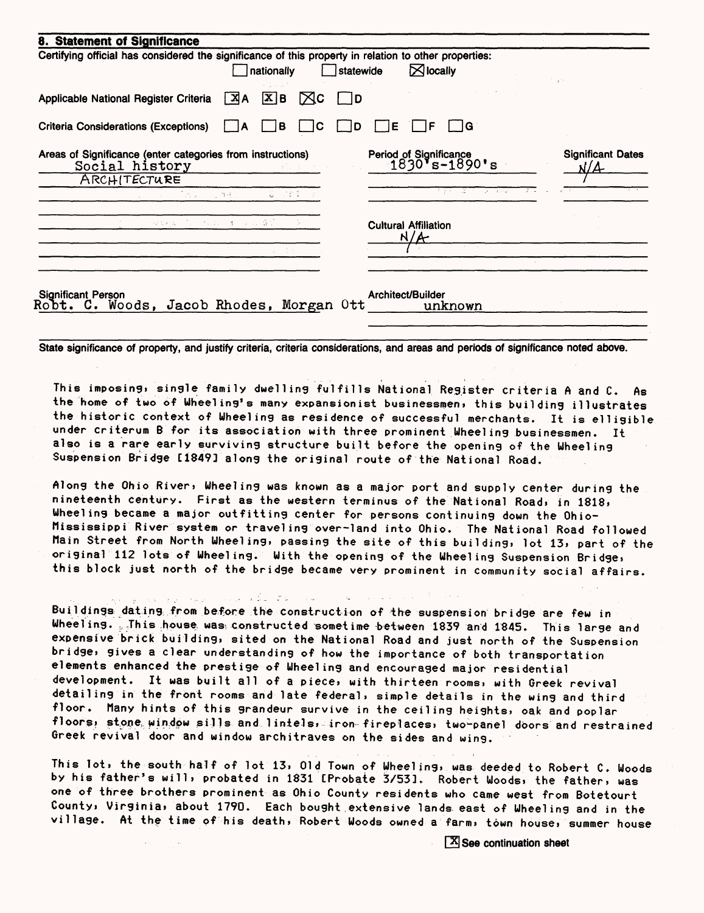## 8. Statement of Significance

Certifying official has considered the significance of this property in relation to other properties:

☐ nationally ☐ statewide ☒ locally

Applicable National Register Criteria ☒ A ☒ B ☒ C ☐ D

Criteria Considerations (Exceptions) ☐ A ☐ B ☐ C ☐ D ☐ E ☐ F ☐ G

| Areas of Significance (enter categories from instructions) | Period of Significance | Significant Dates |
|---|---|---|
| Social history | 1830's-1890's | N/A |
| ARCHITECTURE | | |

Cultural Affiliation
N/A

Significant Person
Robt. C. Woods, Jacob Rhodes, Morgan Ott

Architect/Builder
unknown

State significance of property, and justify criteria, criteria considerations, and areas and periods of significance noted above.

This imposing, single family dwelling fulfills National Register criteria A and C. As the home of two of Wheeling's many expansionist businessmen, this building illustrates the historic context of Wheeling as residence of successful merchants. It is elligible under criterum B for its association with three prominent Wheeling businessmen. It also is a rare early surviving structure built before the opening of the Wheeling Suspension Bridge [1849] along the original route of the National Road.

Along the Ohio River, Wheeling was known as a major port and supply center during the nineteenth century. First as the western terminus of the National Road, in 1818, Wheeling became a major outfitting center for persons continuing down the Ohio-Mississippi River system or traveling over-land into Ohio. The National Road followed Main Street from North Wheeling, passing the site of this building, lot 13, part of the original 112 lots of Wheeling. With the opening of the Wheeling Suspension Bridge, this block just north of the bridge became very prominent in community social affairs.

Buildings dating from before the construction of the suspension bridge are few in Wheeling. This house was constructed sometime between 1839 and 1845. This large and expensive brick building, sited on the National Road and just north of the Suspension bridge, gives a clear understanding of how the importance of both transportation elements enhanced the prestige of Wheeling and encouraged major residential development. It was built all of a piece, with thirteen rooms, with Greek revival detailing in the front rooms and late federal, simple details in the wing and third floor. Many hints of this grandeur survive in the ceiling heights, oak and poplar floors, stone window sills and lintels, iron fireplaces, two-panel doors and restrained Greek revival door and window architraves on the sides and wing.

This lot, the south half of lot 13, Old Town of Wheeling, was deeded to Robert C. Woods by his father's will, probated in 1831 [Probate 3/53]. Robert Woods, the father, was one of three brothers prominent as Ohio County residents who came west from Botetourt County, Virginia, about 1790. Each bought extensive lands east of Wheeling and in the village. At the time of his death, Robert Woods owned a farm, town house, summer house

☒ See continuation sheet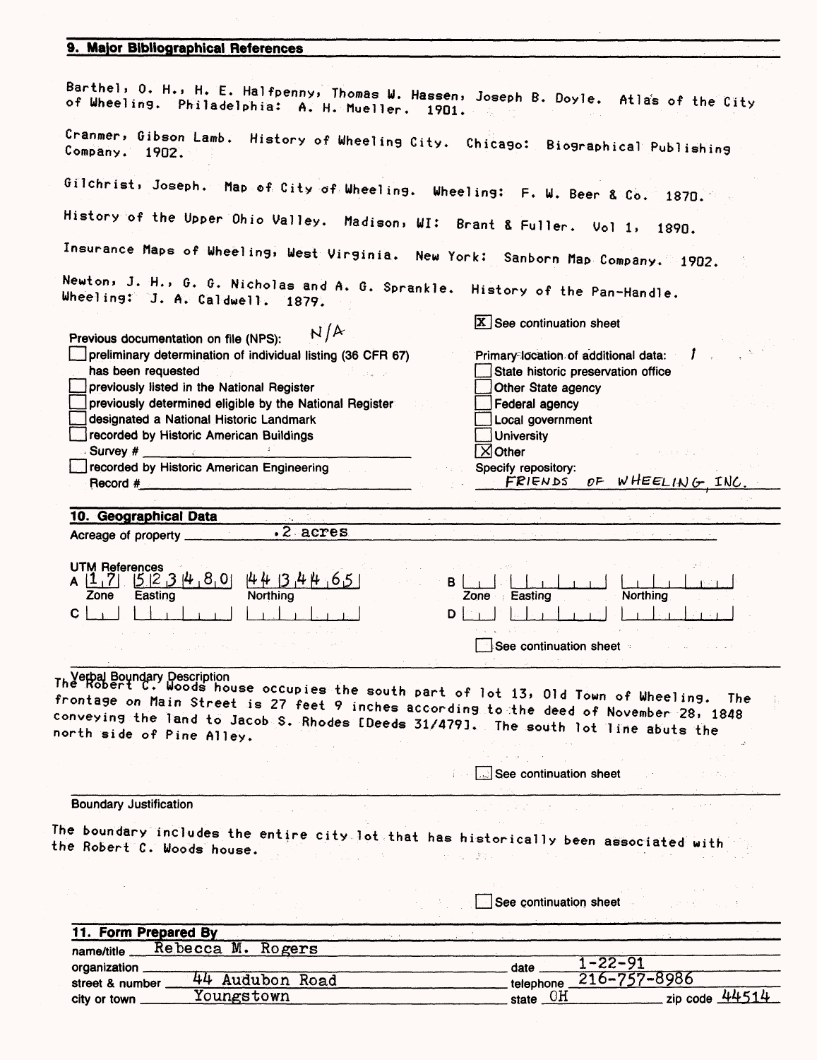## 9. Major Bibliographical References

Barthel, O. H., H. E. Halfpenny, Thomas W. Hassen, Joseph B. Doyle. Atlas of the City of Wheeling. Philadelphia: A. H. Mueller. 1901.

Cranmer, Gibson Lamb. History of Wheeling City. Chicago: Biographical Publishing Company. 1902.

Gilchrist, Joseph. Map of City of Wheeling. Wheeling: F. W. Beer & Co. 1870.

History of the Upper Ohio Valley. Madison, WI: Brant & Fuller. Vol 1, 1890.

Insurance Maps of Wheeling, West Virginia. New York: Sanborn Map Company. 1902.

Newton, J. H., G. G. Nicholas and A. G. Sprankle. History of the Pan-Handle. Wheeling: J. A. Caldwell. 1879.

[X] See continuation sheet

Previous documentation on file (NPS): N/A

- [ ] preliminary determination of individual listing (36 CFR 67) has been requested
- [ ] previously listed in the National Register
- [ ] previously determined eligible by the National Register
- [ ] designated a National Historic Landmark
- [ ] recorded by Historic American Buildings Survey # ______
- [ ] recorded by Historic American Engineering Record # ______

Primary location of additional data:

- [ ] State historic preservation office
- [ ] Other State agency
- [ ] Federal agency
- [ ] Local government
- [ ] University
- [X] Other

Specify repository: FRIENDS OF WHEELING, INC.

## 10. Geographical Data

Acreage of property .2 acres

UTM References

| | Zone | Easting | Northing |
|---|---|---|---|
| A | 17 | 523480 | 4434465 |
| B | | | |
| C | | | |
| D | | | |

[ ] See continuation sheet

Verbal Boundary Description

The Robert C. Woods house occupies the south part of lot 13, Old Town of Wheeling. The frontage on Main Street is 27 feet 9 inches according to the deed of November 28, 1848 conveying the land to Jacob S. Rhodes [Deeds 31/479]. The south lot line abuts the north side of Pine Alley.

[ ] See continuation sheet

Boundary Justification

The boundary includes the entire city lot that has historically been associated with the Robert C. Woods house.

[ ] See continuation sheet

## 11. Form Prepared By

name/title Rebecca M. Rogers

organization ______ date 1-22-91

street & number 44 Audubon Road telephone 216-757-8986

city or town Youngstown state OH zip code 44514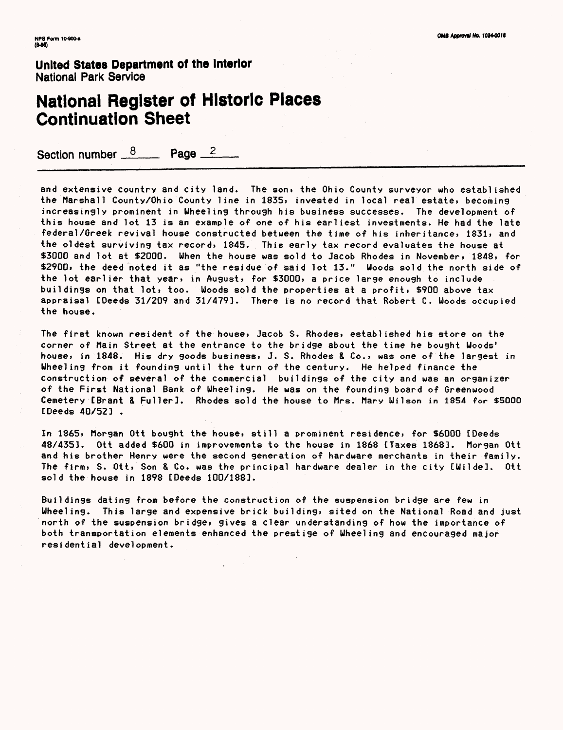NPS Form 10-900-a
(8-86)

OMB Approval No. 1024-0018

**United States Department of the Interior**
National Park Service

# National Register of Historic Places Continuation Sheet

Section number 8 Page 2

and extensive country and city land. The son, the Ohio County surveyor who established the Marshall County/Ohio County line in 1835, invested in local real estate, becoming increasingly prominent in Wheeling through his business successes. The development of this house and lot 13 is an example of one of his earliest investments. He had the late federal/Greek revival house constructed between the time of his inheritance, 1831, and the oldest surviving tax record, 1845. This early tax record evaluates the house at $3000 and lot at $2000. When the house was sold to Jacob Rhodes in November, 1848, for $2900, the deed noted it as "the residue of said lot 13." Woods sold the north side of the lot earlier that year, in August, for $3000, a price large enough to include buildings on that lot, too. Woods sold the properties at a profit, $900 above tax appraisal [Deeds 31/209 and 31/479]. There is no record that Robert C. Woods occupied the house.

The first known resident of the house, Jacob S. Rhodes, established his store on the corner of Main Street at the entrance to the bridge about the time he bought Woods' house, in 1848. His dry goods business, J. S. Rhodes & Co., was one of the largest in Wheeling from it founding until the turn of the century. He helped finance the construction of several of the commercial buildings of the city and was an organizer of the First National Bank of Wheeling. He was on the founding board of Greenwood Cemetery [Brant & Fuller]. Rhodes sold the house to Mrs. Mary Wilson in 1854 for $5000 [Deeds 40/52] .

In 1865, Morgan Ott bought the house, still a prominent residence, for $6000 [Deeds 48/435]. Ott added $600 in improvements to the house in 1868 [Taxes 1868]. Morgan Ott and his brother Henry were the second generation of hardware merchants in their family. The firm, S. Ott, Son & Co. was the principal hardware dealer in the city [Wilde]. Ott sold the house in 1898 [Deeds 100/188].

Buildings dating from before the construction of the suspension bridge are few in Wheeling. This large and expensive brick building, sited on the National Road and just north of the suspension bridge, gives a clear understanding of how the importance of both transportation elements enhanced the prestige of Wheeling and encouraged major residential development.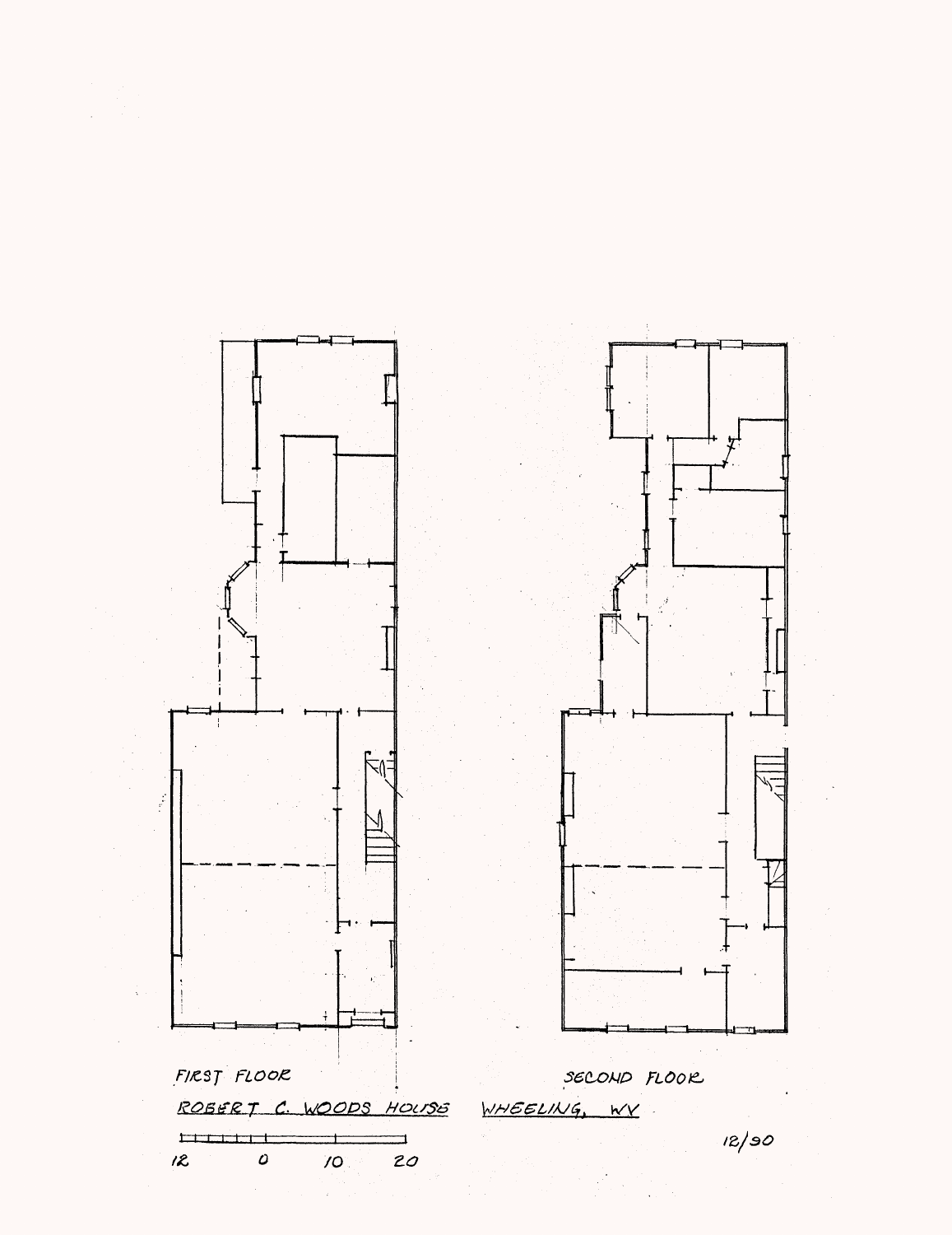FIRST FLOOR

SECOND FLOOR

ROBERT C. WOODS HOUSE WHEELING, WV

12 0 10 20

12/90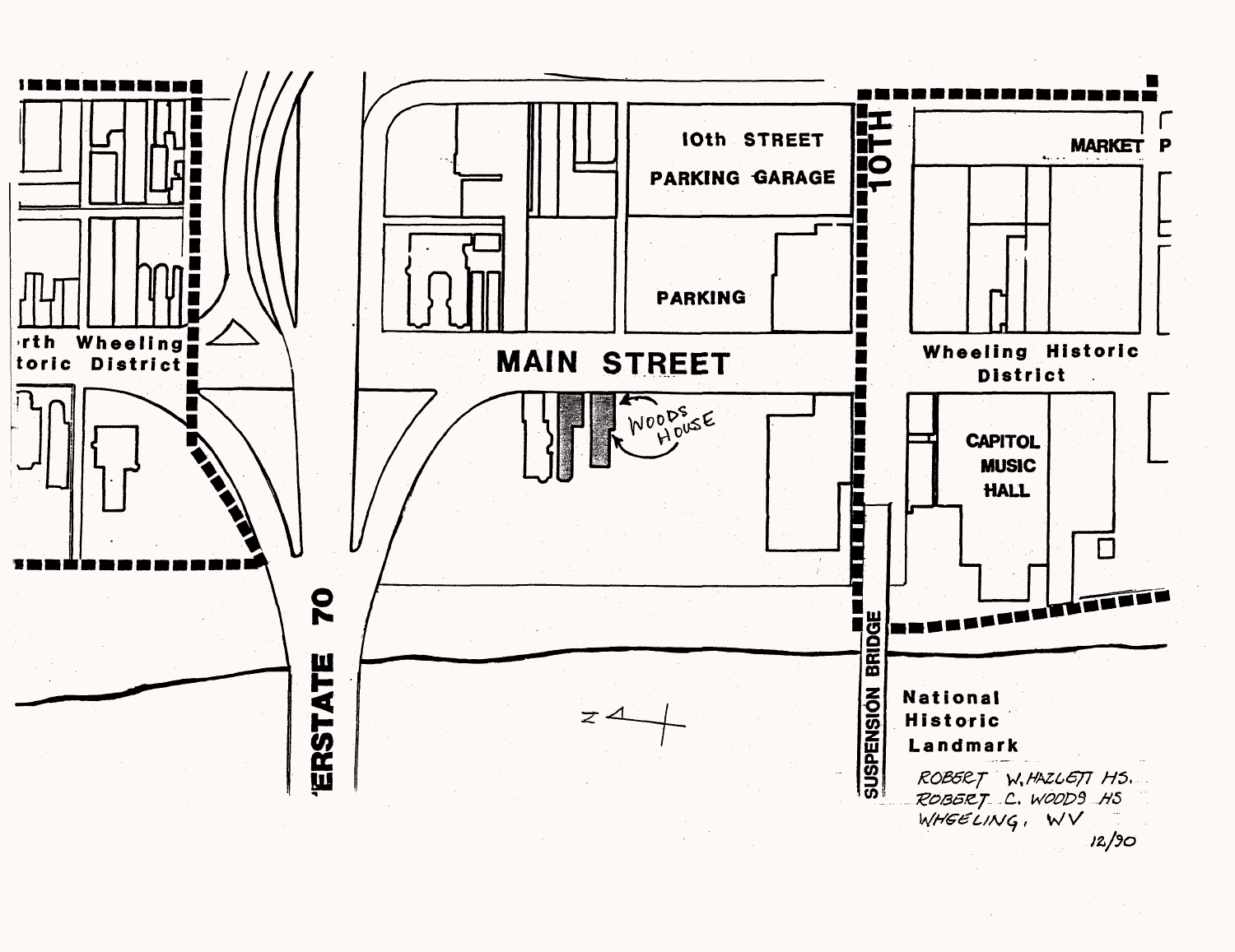10th STREET PARKING GARAGE

PARKING

MAIN STREET

WOODS HOUSE

'rth Wheeling
toric District

10TH

MARKET P

Wheeling Historic District

CAPITOL MUSIC HALL

'ERSTATE 70

SUSPENSION BRIDGE

National Historic Landmark

ROBERT W. HAZLETT HS.
ROBERT C. WOODS HS
WHEELING, WV

12/90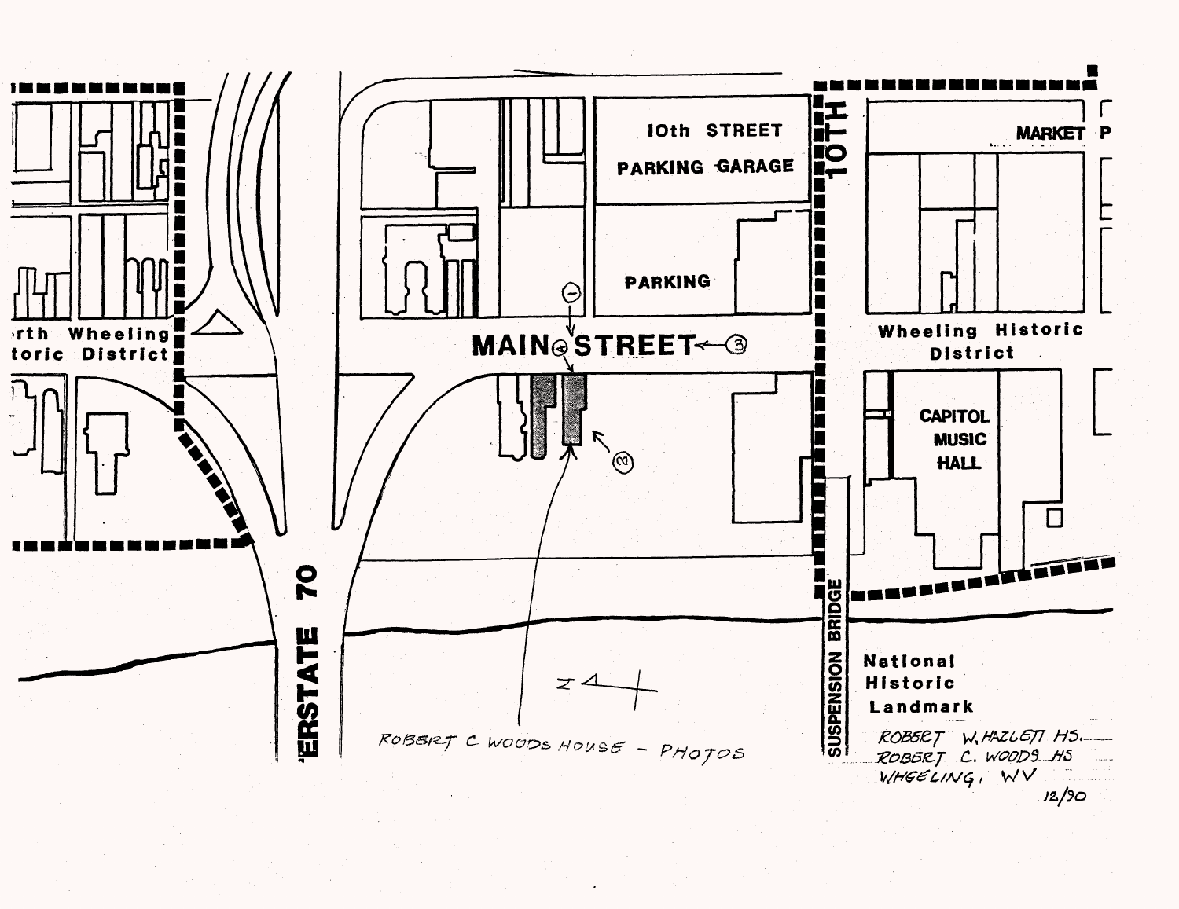10th STREET PARKING GARAGE

PARKING

MARKET P

10TH

...rth Wheeling ...toric District

MAIN STREET

Wheeling Historic District

CAPITOL MUSIC HALL

...ERSTATE 70

SUSPENSION BRIDGE

National Historic Landmark

ROBERT C WOODS HOUSE - PHOTOS

ROBERT W. HAZLETT HS.
ROBERT C. WOODS HS
WHEELING, WV
12/90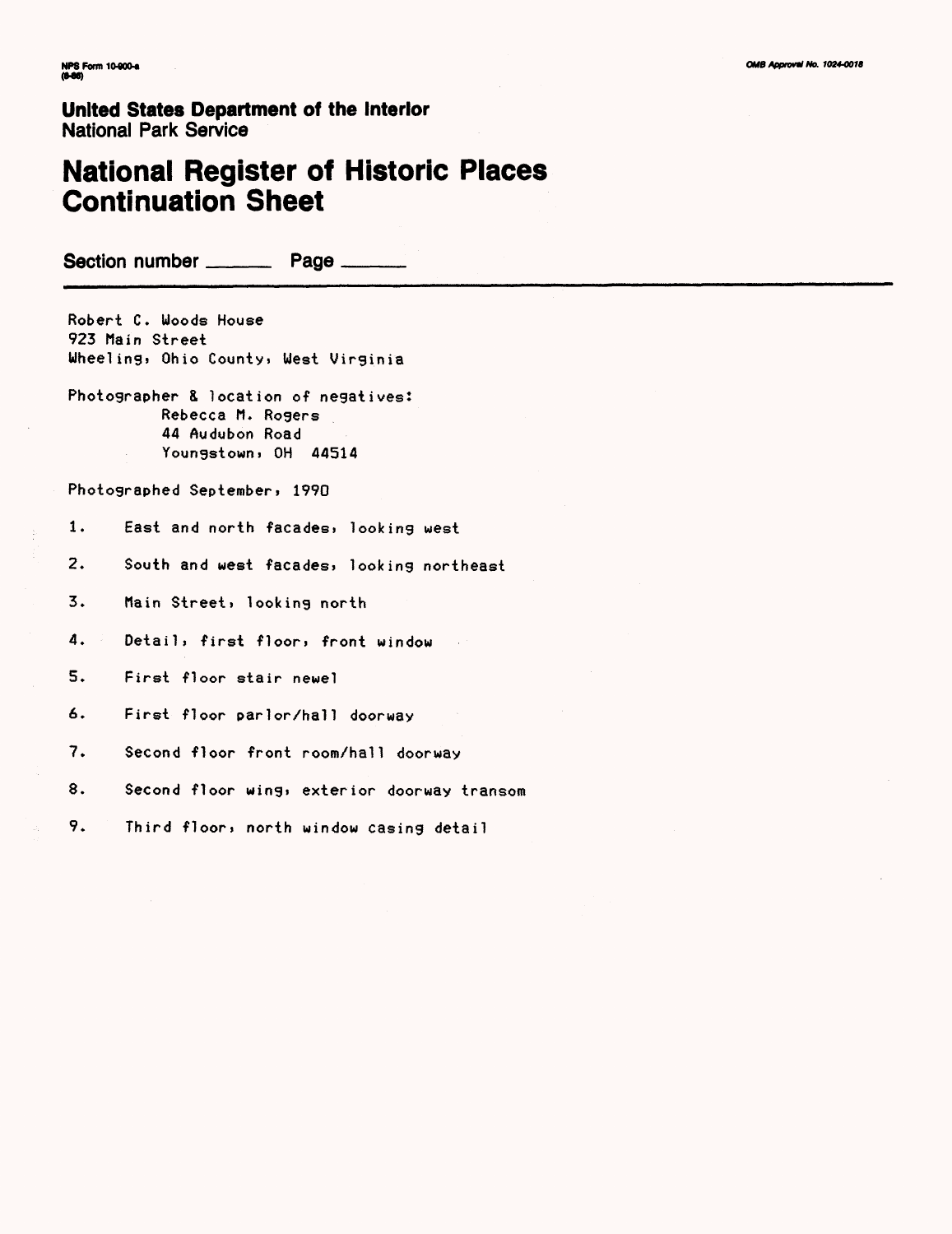NPS Form 10-900-a
(8-86)

OMB Approval No. 1024-0018

**United States Department of the Interior**
National Park Service

# National Register of Historic Places Continuation Sheet

**Section number** ______ **Page** ______

Robert C. Woods House
923 Main Street
Wheeling, Ohio County, West Virginia

Photographer & location of negatives:
Rebecca M. Rogers
44 Audubon Road
Youngstown, OH 44514

Photographed September, 1990

1. East and north facades, looking west
2. South and west facades, looking northeast
3. Main Street, looking north
4. Detail, first floor, front window
5. First floor stair newel
6. First floor parlor/hall doorway
7. Second floor front room/hall doorway
8. Second floor wing, exterior doorway transom
9. Third floor, north window casing detail